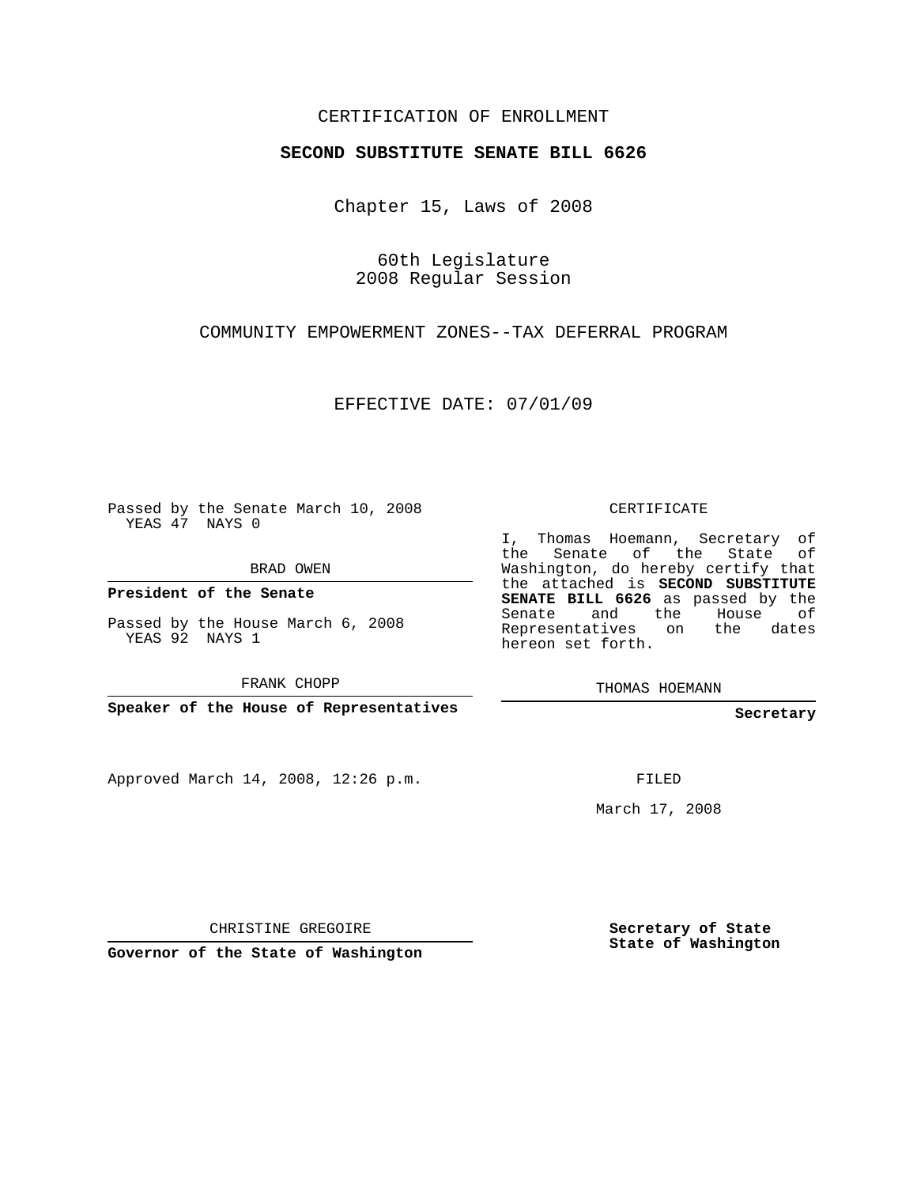CERTIFICATION OF ENROLLMENT

**SECOND SUBSTITUTE SENATE BILL 6626**

Chapter 15, Laws of 2008

60th Legislature
2008 Regular Session

COMMUNITY EMPOWERMENT ZONES--TAX DEFERRAL PROGRAM

EFFECTIVE DATE: 07/01/09

Passed by the Senate March 10, 2008
YEAS 47 NAYS 0

BRAD OWEN

**President of the Senate**

Passed by the House March 6, 2008
YEAS 92 NAYS 1

FRANK CHOPP

**Speaker of the House of Representatives**

CERTIFICATE

I, Thomas Hoemann, Secretary of the Senate of the State of Washington, do hereby certify that the attached is **SECOND SUBSTITUTE SENATE BILL 6626** as passed by the Senate and the House of Representatives on the dates hereon set forth.

THOMAS HOEMANN

**Secretary**

Approved March 14, 2008, 12:26 p.m.

FILED

March 17, 2008

CHRISTINE GREGOIRE

**Governor of the State of Washington**

**Secretary of State**
**State of Washington**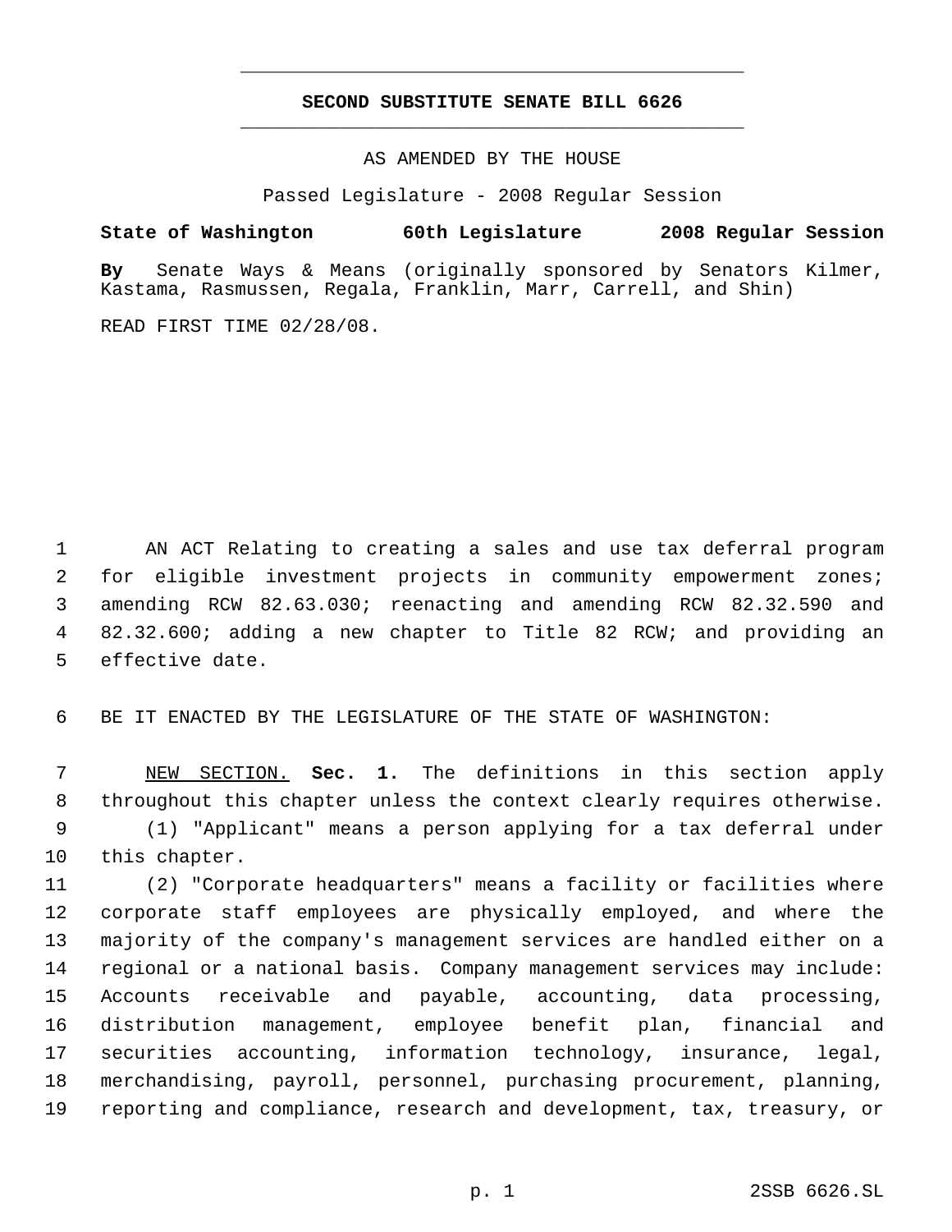# SECOND SUBSTITUTE SENATE BILL 6626

AS AMENDED BY THE HOUSE

Passed Legislature - 2008 Regular Session

**State of Washington 60th Legislature 2008 Regular Session**

**By** Senate Ways & Means (originally sponsored by Senators Kilmer, Kastama, Rasmussen, Regala, Franklin, Marr, Carrell, and Shin)

READ FIRST TIME 02/28/08.

AN ACT Relating to creating a sales and use tax deferral program for eligible investment projects in community empowerment zones; amending RCW 82.63.030; reenacting and amending RCW 82.32.590 and 82.32.600; adding a new chapter to Title 82 RCW; and providing an effective date.

BE IT ENACTED BY THE LEGISLATURE OF THE STATE OF WASHINGTON:

NEW SECTION. **Sec. 1.** The definitions in this section apply throughout this chapter unless the context clearly requires otherwise.

(1) "Applicant" means a person applying for a tax deferral under this chapter.

(2) "Corporate headquarters" means a facility or facilities where corporate staff employees are physically employed, and where the majority of the company's management services are handled either on a regional or a national basis. Company management services may include: Accounts receivable and payable, accounting, data processing, distribution management, employee benefit plan, financial and securities accounting, information technology, insurance, legal, merchandising, payroll, personnel, purchasing procurement, planning, reporting and compliance, research and development, tax, treasury, or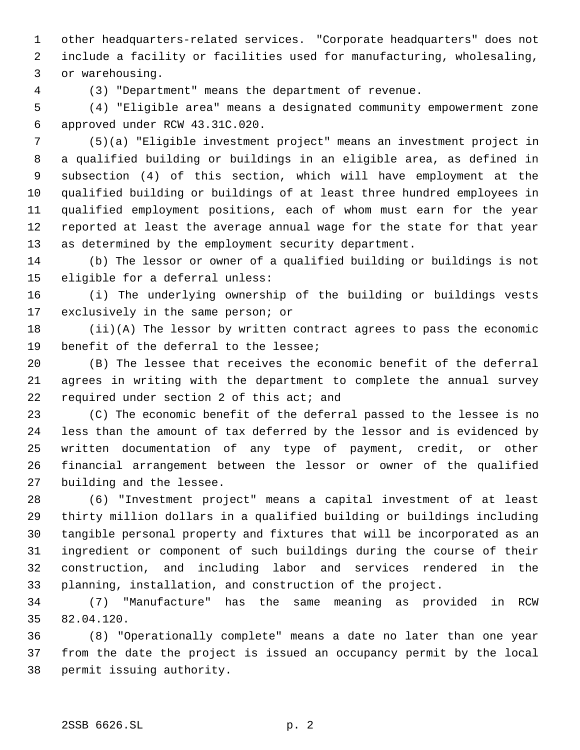other headquarters-related services. "Corporate headquarters" does not include a facility or facilities used for manufacturing, wholesaling, or warehousing.

(3) "Department" means the department of revenue.

(4) "Eligible area" means a designated community empowerment zone approved under RCW 43.31C.020.

(5)(a) "Eligible investment project" means an investment project in a qualified building or buildings in an eligible area, as defined in subsection (4) of this section, which will have employment at the qualified building or buildings of at least three hundred employees in qualified employment positions, each of whom must earn for the year reported at least the average annual wage for the state for that year as determined by the employment security department.

(b) The lessor or owner of a qualified building or buildings is not eligible for a deferral unless:

(i) The underlying ownership of the building or buildings vests exclusively in the same person; or

(ii)(A) The lessor by written contract agrees to pass the economic benefit of the deferral to the lessee;

(B) The lessee that receives the economic benefit of the deferral agrees in writing with the department to complete the annual survey required under section 2 of this act; and

(C) The economic benefit of the deferral passed to the lessee is no less than the amount of tax deferred by the lessor and is evidenced by written documentation of any type of payment, credit, or other financial arrangement between the lessor or owner of the qualified building and the lessee.

(6) "Investment project" means a capital investment of at least thirty million dollars in a qualified building or buildings including tangible personal property and fixtures that will be incorporated as an ingredient or component of such buildings during the course of their construction, and including labor and services rendered in the planning, installation, and construction of the project.

(7) "Manufacture" has the same meaning as provided in RCW 82.04.120.

(8) "Operationally complete" means a date no later than one year from the date the project is issued an occupancy permit by the local permit issuing authority.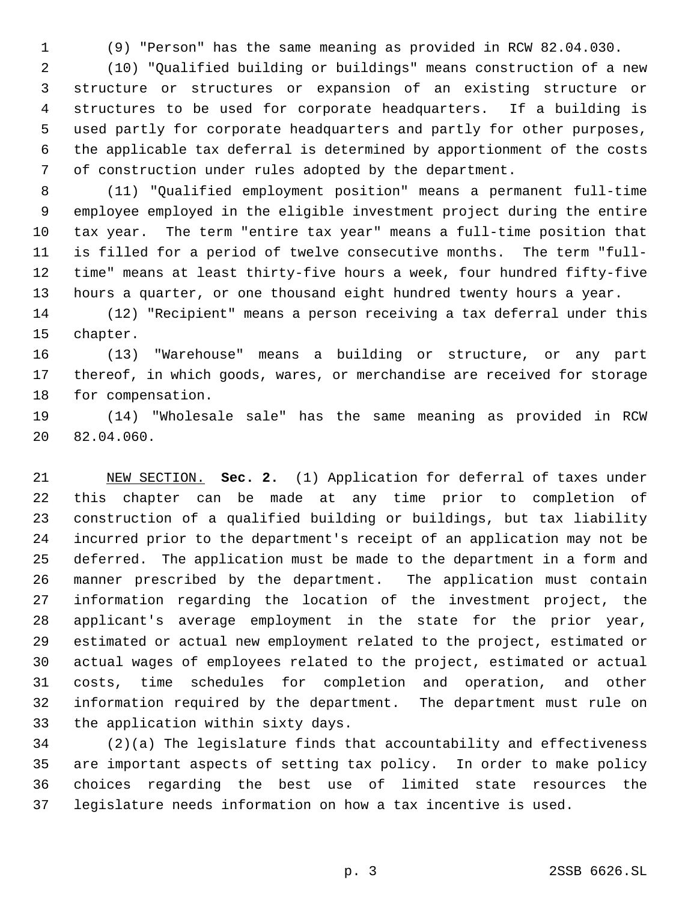(9) "Person" has the same meaning as provided in RCW 82.04.030.

(10) "Qualified building or buildings" means construction of a new structure or structures or expansion of an existing structure or structures to be used for corporate headquarters. If a building is used partly for corporate headquarters and partly for other purposes, the applicable tax deferral is determined by apportionment of the costs of construction under rules adopted by the department.

(11) "Qualified employment position" means a permanent full-time employee employed in the eligible investment project during the entire tax year. The term "entire tax year" means a full-time position that is filled for a period of twelve consecutive months. The term "full-time" means at least thirty-five hours a week, four hundred fifty-five hours a quarter, or one thousand eight hundred twenty hours a year.

(12) "Recipient" means a person receiving a tax deferral under this chapter.

(13) "Warehouse" means a building or structure, or any part thereof, in which goods, wares, or merchandise are received for storage for compensation.

(14) "Wholesale sale" has the same meaning as provided in RCW 82.04.060.

NEW SECTION. **Sec. 2.** (1) Application for deferral of taxes under this chapter can be made at any time prior to completion of construction of a qualified building or buildings, but tax liability incurred prior to the department's receipt of an application may not be deferred. The application must be made to the department in a form and manner prescribed by the department. The application must contain information regarding the location of the investment project, the applicant's average employment in the state for the prior year, estimated or actual new employment related to the project, estimated or actual wages of employees related to the project, estimated or actual costs, time schedules for completion and operation, and other information required by the department. The department must rule on the application within sixty days.

(2)(a) The legislature finds that accountability and effectiveness are important aspects of setting tax policy. In order to make policy choices regarding the best use of limited state resources the legislature needs information on how a tax incentive is used.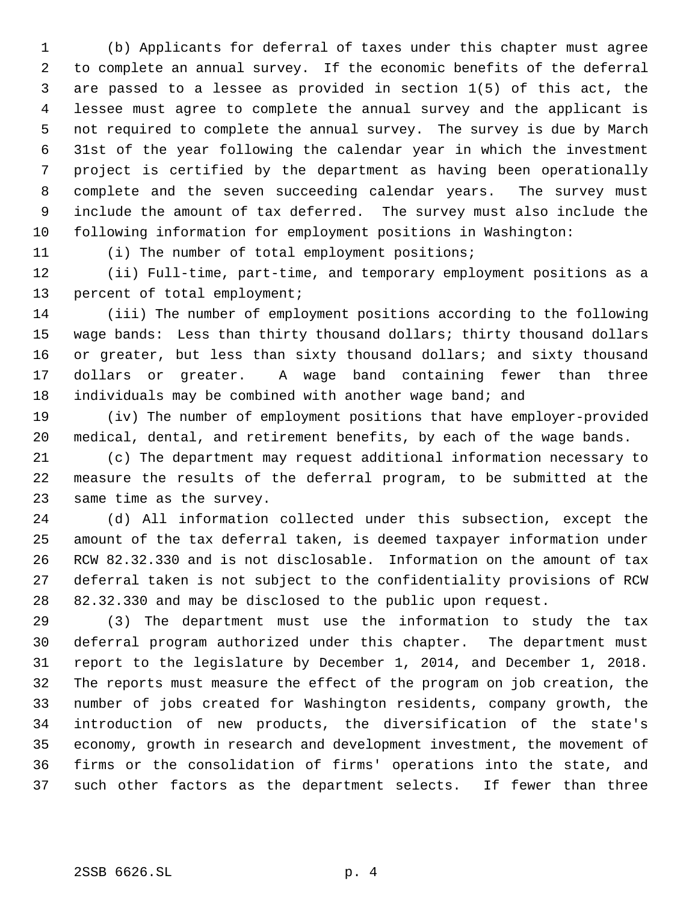(b) Applicants for deferral of taxes under this chapter must agree to complete an annual survey. If the economic benefits of the deferral are passed to a lessee as provided in section 1(5) of this act, the lessee must agree to complete the annual survey and the applicant is not required to complete the annual survey. The survey is due by March 31st of the year following the calendar year in which the investment project is certified by the department as having been operationally complete and the seven succeeding calendar years. The survey must include the amount of tax deferred. The survey must also include the following information for employment positions in Washington:

(i) The number of total employment positions;

(ii) Full-time, part-time, and temporary employment positions as a percent of total employment;

(iii) The number of employment positions according to the following wage bands: Less than thirty thousand dollars; thirty thousand dollars or greater, but less than sixty thousand dollars; and sixty thousand dollars or greater. A wage band containing fewer than three individuals may be combined with another wage band; and

(iv) The number of employment positions that have employer-provided medical, dental, and retirement benefits, by each of the wage bands.

(c) The department may request additional information necessary to measure the results of the deferral program, to be submitted at the same time as the survey.

(d) All information collected under this subsection, except the amount of the tax deferral taken, is deemed taxpayer information under RCW 82.32.330 and is not disclosable. Information on the amount of tax deferral taken is not subject to the confidentiality provisions of RCW 82.32.330 and may be disclosed to the public upon request.

(3) The department must use the information to study the tax deferral program authorized under this chapter. The department must report to the legislature by December 1, 2014, and December 1, 2018. The reports must measure the effect of the program on job creation, the number of jobs created for Washington residents, company growth, the introduction of new products, the diversification of the state's economy, growth in research and development investment, the movement of firms or the consolidation of firms' operations into the state, and such other factors as the department selects. If fewer than three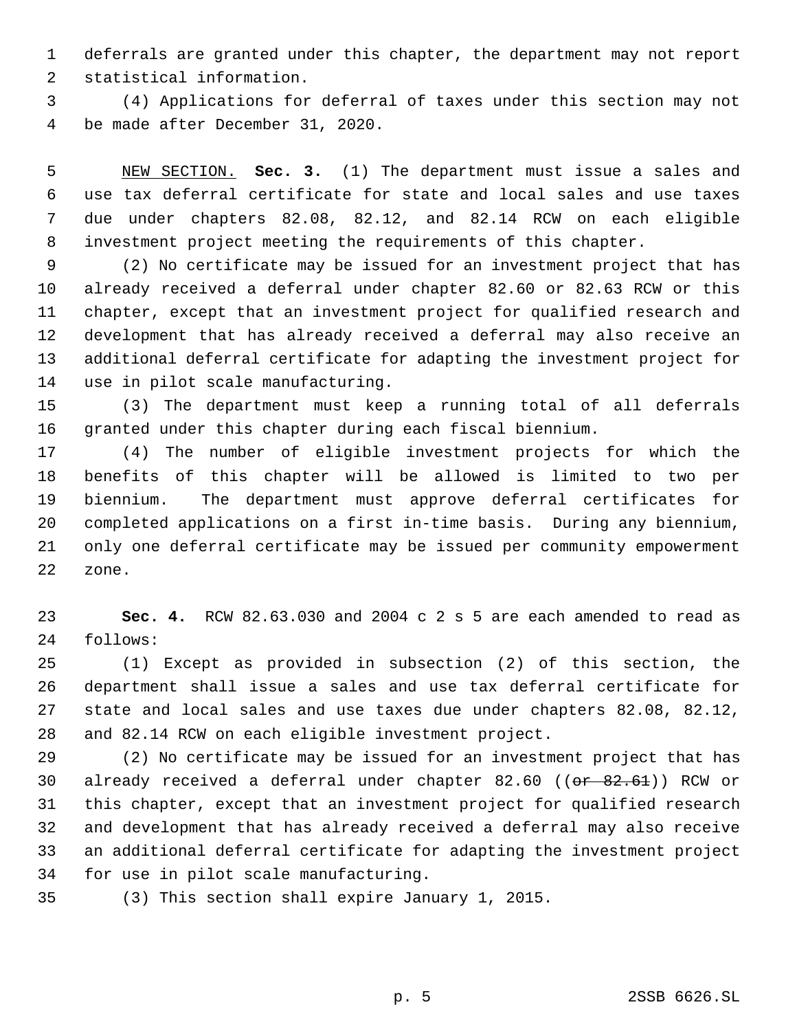deferrals are granted under this chapter, the department may not report statistical information.

(4) Applications for deferral of taxes under this section may not be made after December 31, 2020.

NEW SECTION. **Sec. 3.** (1) The department must issue a sales and use tax deferral certificate for state and local sales and use taxes due under chapters 82.08, 82.12, and 82.14 RCW on each eligible investment project meeting the requirements of this chapter.

(2) No certificate may be issued for an investment project that has already received a deferral under chapter 82.60 or 82.63 RCW or this chapter, except that an investment project for qualified research and development that has already received a deferral may also receive an additional deferral certificate for adapting the investment project for use in pilot scale manufacturing.

(3) The department must keep a running total of all deferrals granted under this chapter during each fiscal biennium.

(4) The number of eligible investment projects for which the benefits of this chapter will be allowed is limited to two per biennium. The department must approve deferral certificates for completed applications on a first in-time basis. During any biennium, only one deferral certificate may be issued per community empowerment zone.

**Sec. 4.** RCW 82.63.030 and 2004 c 2 s 5 are each amended to read as follows:

(1) Except as provided in subsection (2) of this section, the department shall issue a sales and use tax deferral certificate for state and local sales and use taxes due under chapters 82.08, 82.12, and 82.14 RCW on each eligible investment project.

(2) No certificate may be issued for an investment project that has already received a deferral under chapter 82.60 ((~~or 82.61~~)) RCW or this chapter, except that an investment project for qualified research and development that has already received a deferral may also receive an additional deferral certificate for adapting the investment project for use in pilot scale manufacturing.

(3) This section shall expire January 1, 2015.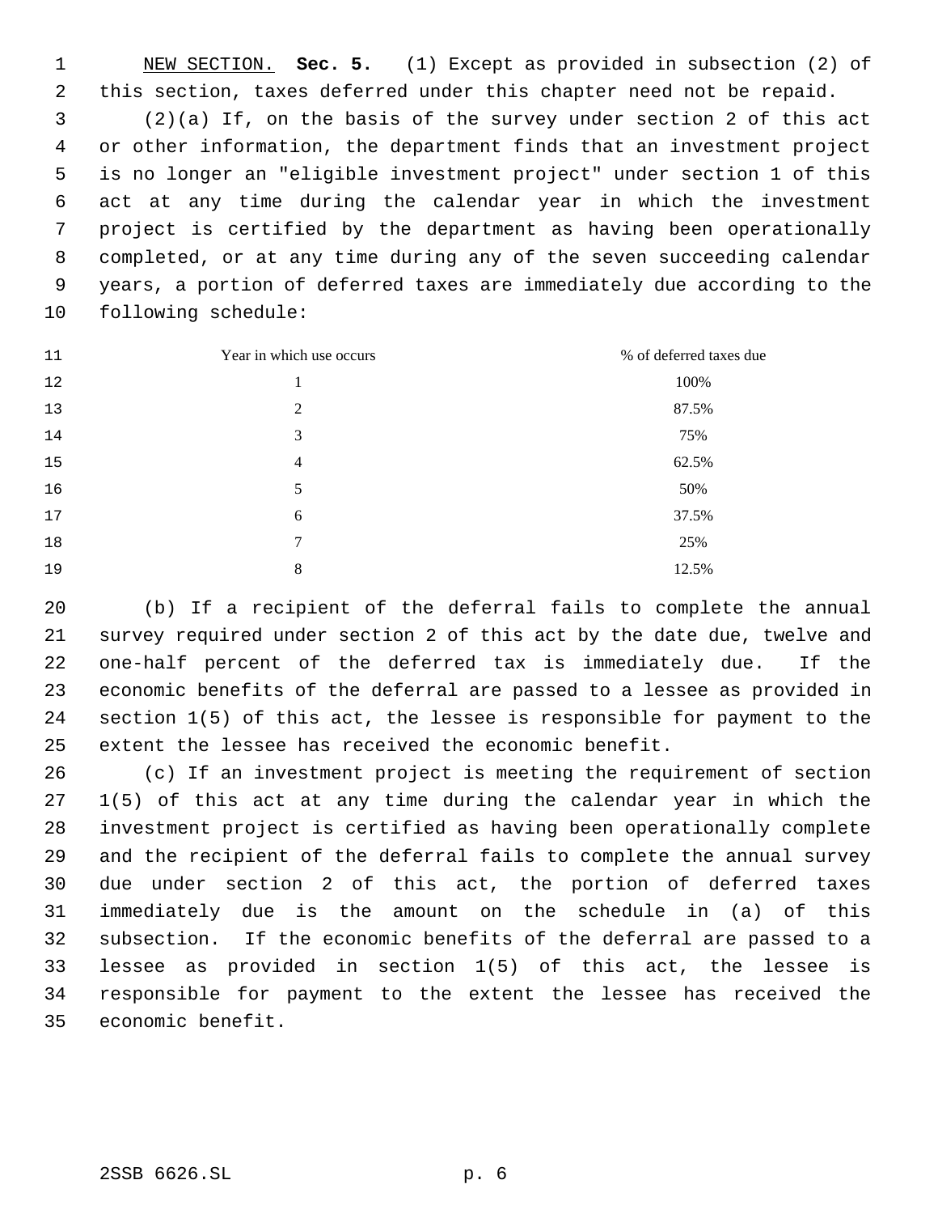NEW SECTION. **Sec. 5.** (1) Except as provided in subsection (2) of this section, taxes deferred under this chapter need not be repaid.

(2)(a) If, on the basis of the survey under section 2 of this act or other information, the department finds that an investment project is no longer an "eligible investment project" under section 1 of this act at any time during the calendar year in which the investment project is certified by the department as having been operationally completed, or at any time during any of the seven succeeding calendar years, a portion of deferred taxes are immediately due according to the following schedule:

| Year in which use occurs | % of deferred taxes due |
|---|---|
| 1 | 100% |
| 2 | 87.5% |
| 3 | 75% |
| 4 | 62.5% |
| 5 | 50% |
| 6 | 37.5% |
| 7 | 25% |
| 8 | 12.5% |

(b) If a recipient of the deferral fails to complete the annual survey required under section 2 of this act by the date due, twelve and one-half percent of the deferred tax is immediately due. If the economic benefits of the deferral are passed to a lessee as provided in section 1(5) of this act, the lessee is responsible for payment to the extent the lessee has received the economic benefit.

(c) If an investment project is meeting the requirement of section 1(5) of this act at any time during the calendar year in which the investment project is certified as having been operationally complete and the recipient of the deferral fails to complete the annual survey due under section 2 of this act, the portion of deferred taxes immediately due is the amount on the schedule in (a) of this subsection. If the economic benefits of the deferral are passed to a lessee as provided in section 1(5) of this act, the lessee is responsible for payment to the extent the lessee has received the economic benefit.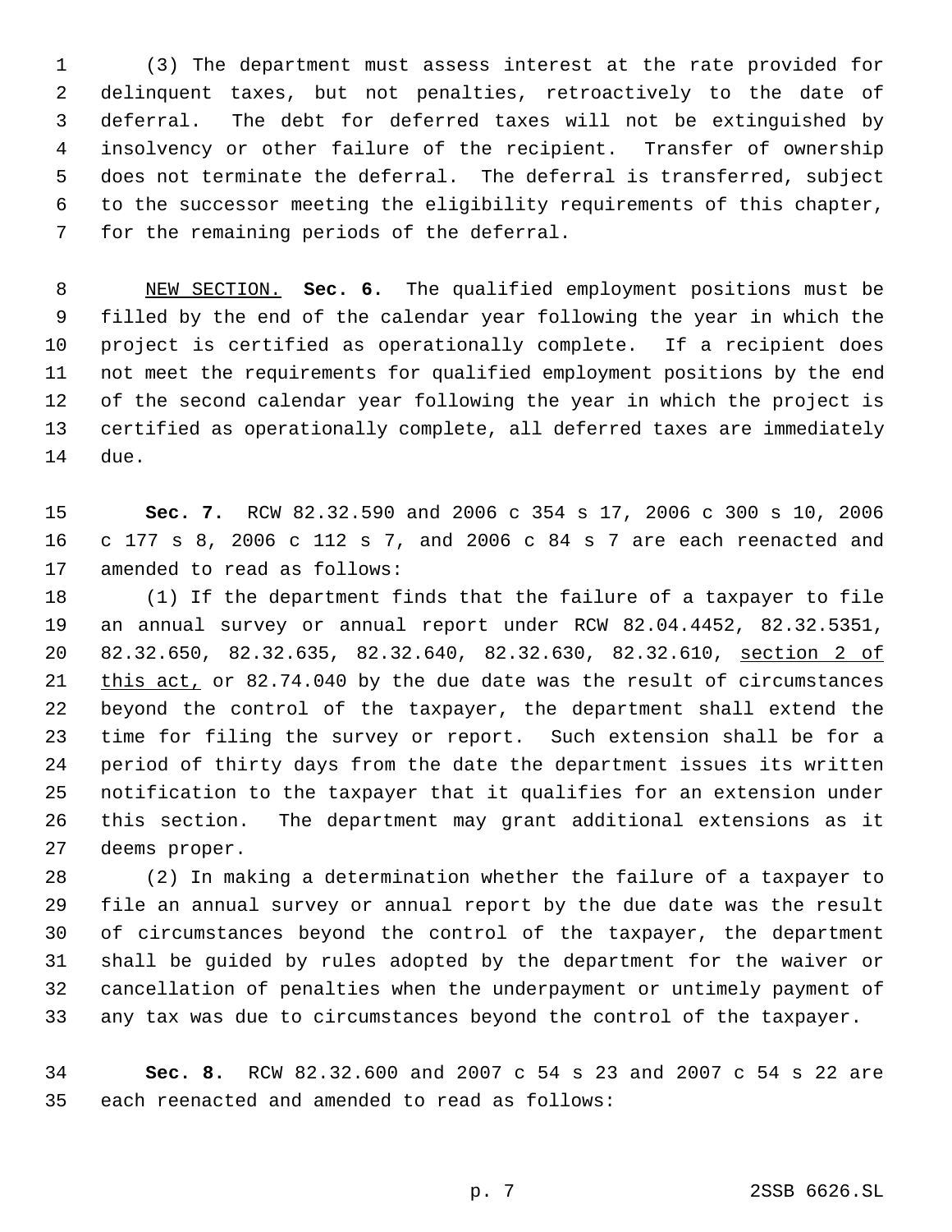(3) The department must assess interest at the rate provided for delinquent taxes, but not penalties, retroactively to the date of deferral. The debt for deferred taxes will not be extinguished by insolvency or other failure of the recipient. Transfer of ownership does not terminate the deferral. The deferral is transferred, subject to the successor meeting the eligibility requirements of this chapter, for the remaining periods of the deferral.

NEW SECTION. **Sec. 6.** The qualified employment positions must be filled by the end of the calendar year following the year in which the project is certified as operationally complete. If a recipient does not meet the requirements for qualified employment positions by the end of the second calendar year following the year in which the project is certified as operationally complete, all deferred taxes are immediately due.

**Sec. 7.** RCW 82.32.590 and 2006 c 354 s 17, 2006 c 300 s 10, 2006 c 177 s 8, 2006 c 112 s 7, and 2006 c 84 s 7 are each reenacted and amended to read as follows:

(1) If the department finds that the failure of a taxpayer to file an annual survey or annual report under RCW 82.04.4452, 82.32.5351, 82.32.650, 82.32.635, 82.32.640, 82.32.630, 82.32.610, section 2 of this act, or 82.74.040 by the due date was the result of circumstances beyond the control of the taxpayer, the department shall extend the time for filing the survey or report. Such extension shall be for a period of thirty days from the date the department issues its written notification to the taxpayer that it qualifies for an extension under this section. The department may grant additional extensions as it deems proper.

(2) In making a determination whether the failure of a taxpayer to file an annual survey or annual report by the due date was the result of circumstances beyond the control of the taxpayer, the department shall be guided by rules adopted by the department for the waiver or cancellation of penalties when the underpayment or untimely payment of any tax was due to circumstances beyond the control of the taxpayer.

**Sec. 8.** RCW 82.32.600 and 2007 c 54 s 23 and 2007 c 54 s 22 are each reenacted and amended to read as follows: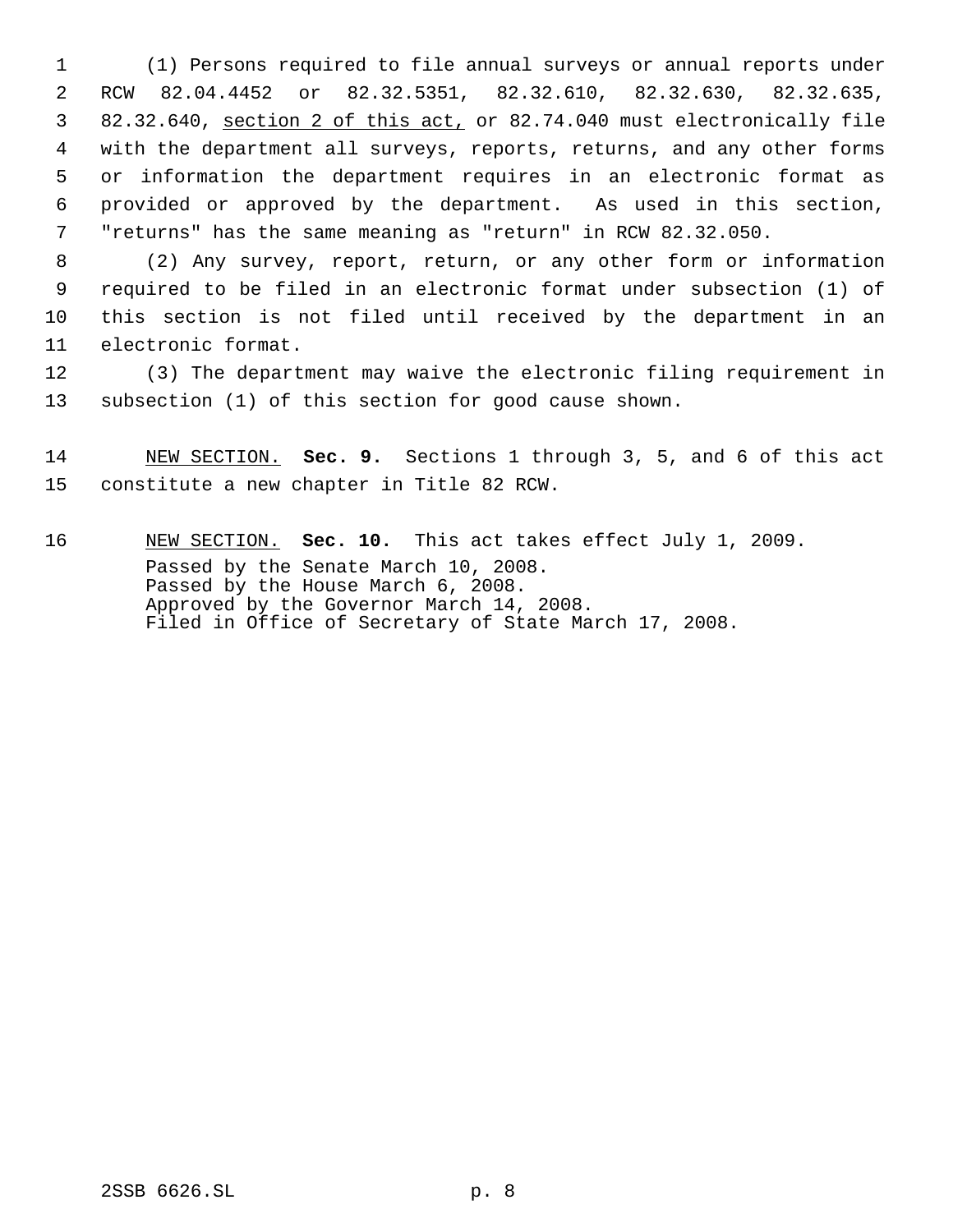(1) Persons required to file annual surveys or annual reports under RCW 82.04.4452 or 82.32.5351, 82.32.610, 82.32.630, 82.32.635, 82.32.640, <u>section 2 of this act,</u> or 82.74.040 must electronically file with the department all surveys, reports, returns, and any other forms or information the department requires in an electronic format as provided or approved by the department. As used in this section, "returns" has the same meaning as "return" in RCW 82.32.050.

(2) Any survey, report, return, or any other form or information required to be filed in an electronic format under subsection (1) of this section is not filed until received by the department in an electronic format.

(3) The department may waive the electronic filing requirement in subsection (1) of this section for good cause shown.

<u>NEW SECTION.</u> **Sec. 9.** Sections 1 through 3, 5, and 6 of this act constitute a new chapter in Title 82 RCW.

<u>NEW SECTION.</u> **Sec. 10.** This act takes effect July 1, 2009.

Passed by the Senate March 10, 2008.
Passed by the House March 6, 2008.
Approved by the Governor March 14, 2008.
Filed in Office of Secretary of State March 17, 2008.